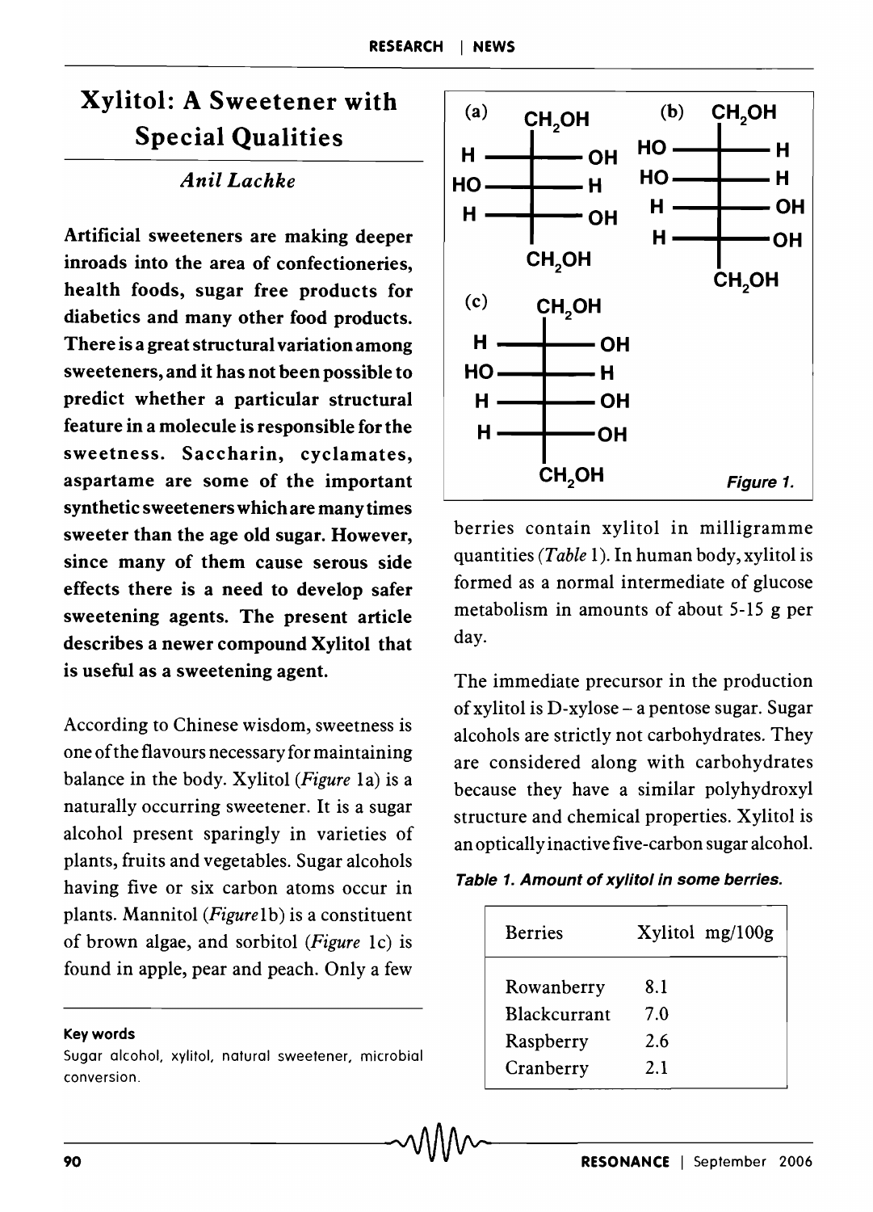# Xylitol: A Sweetener with Special Qualities

*Anil Lachke*

**Artificial sweeteners are making deeper inroads into the area of confectioneries, health foods, sugar free products for diabetics and many other food products. There is a great structural variation among sweeteners, and it has not been possible to predict whether a particular structural feature in a molecule is responsible for the sweetness. Saccharin, cyclamates, aspartame are some of the important synthetic sweeteners which are many times sweeter than the age old sugar. However, since many of them cause serous side effects there is a need to develop safer sweetening agents. The present article describes a newer compound Xylitol that is useful as a sweetening agent.**

According to Chinese wisdom, sweetness is one of the flavours necessary for maintaining balance in the body. Xylitol (*Figure* 1a) is a naturally occurring sweetener. It is a sugar alcohol present sparingly in varieties of plants, fruits and vegetables. Sugar alcohols having five or six carbon atoms occur in plants. Mannitol (*Figure*1b) is a constituent of brown algae, and sorbitol (*Figure* 1c) is found in apple, pear and peach. Only a few berries contain xylitol in milligramme quantities (*Table* 1). In human body, xylitol is formed as a normal intermediate of glucose metabolism in amounts of about 5-15 g per day.

**Key words**

Sugar alcohol, xylitol, natural sweetener, microbial conversion.

(a)

| | $CH_2OH$ | |
|---|---|---|
| H | — | OH |
| HO | — | H |
| H | — | OH |
| | $CH_2OH$ | |

(b)

| | $CH_2OH$ | |
|---|---|---|
| HO | — | H |
| HO | — | H |
| H | — | OH |
| H | — | OH |
| | $CH_2OH$ | |

(c)

| | $CH_2OH$ | |
|---|---|---|
| H | — | OH |
| HO | — | H |
| H | — | OH |
| H | — | OH |
| | $CH_2OH$ | |

*Figure 1.*

The immediate precursor in the production of xylitol is D-xylose – a pentose sugar. Sugar alcohols are strictly not carbohydrates. They are considered along with carbohydrates because they have a similar polyhydroxyl structure and chemical properties. Xylitol is an optically inactive five-carbon sugar alcohol.

***Table 1. Amount of xylitol in some berries.***

| Berries | Xylitol mg/100g |
|---|---|
| Rowanberry | 8.1 |
| Blackcurrant | 7.0 |
| Raspberry | 2.6 |
| Cranberry | 2.1 |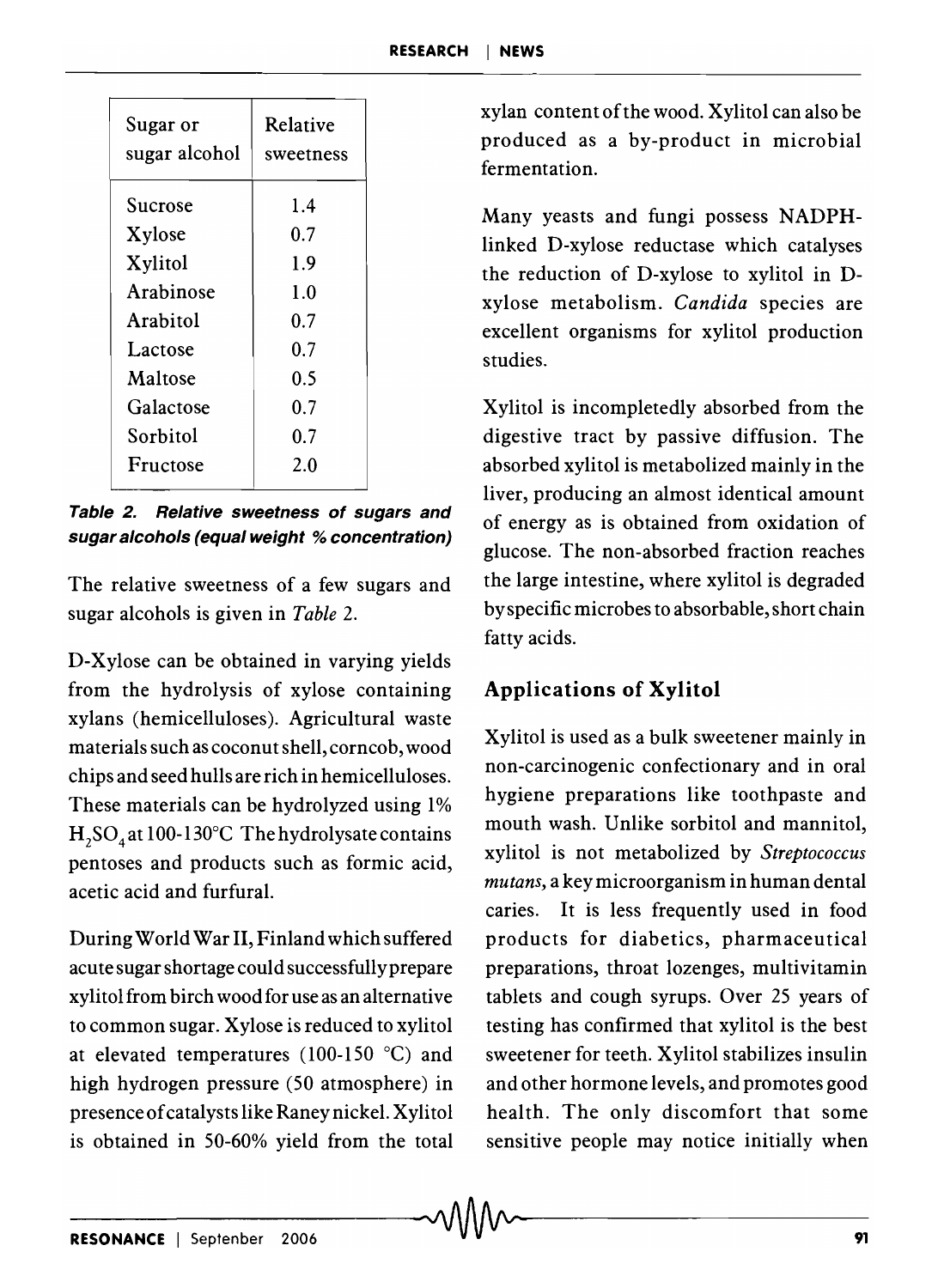| Sugar or sugar alcohol | Relative sweetness |
|---|---|
| Sucrose | 1.4 |
| Xylose | 0.7 |
| Xylitol | 1.9 |
| Arabinose | 1.0 |
| Arabitol | 0.7 |
| Lactose | 0.7 |
| Maltose | 0.5 |
| Galactose | 0.7 |
| Sorbitol | 0.7 |
| Fructose | 2.0 |

***Table 2. Relative sweetness of sugars and sugar alcohols (equal weight % concentration)***

The relative sweetness of a few sugars and sugar alcohols is given in *Table* 2.

D-Xylose can be obtained in varying yields from the hydrolysis of xylose containing xylans (hemicelluloses). Agricultural waste materials such as coconut shell, corncob, wood chips and seed hulls are rich in hemicelluloses. These materials can be hydrolyzed using 1% $H_2SO_4$ at 100-130°C The hydrolysate contains pentoses and products such as formic acid, acetic acid and furfural.

During World War II, Finland which suffered acute sugar shortage could successfully prepare xylitol from birch wood for use as an alternative to common sugar. Xylose is reduced to xylitol at elevated temperatures (100-150 °C) and high hydrogen pressure (50 atmosphere) in presence of catalysts like Raney nickel. Xylitol is obtained in 50-60% yield from the total xylan content of the wood. Xylitol can also be produced as a by-product in microbial fermentation.

Many yeasts and fungi possess NADPH-linked D-xylose reductase which catalyses the reduction of D-xylose to xylitol in D-xylose metabolism. *Candida* species are excellent organisms for xylitol production studies.

Xylitol is incompletedly absorbed from the digestive tract by passive diffusion. The absorbed xylitol is metabolized mainly in the liver, producing an almost identical amount of energy as is obtained from oxidation of glucose. The non-absorbed fraction reaches the large intestine, where xylitol is degraded by specific microbes to absorbable, short chain fatty acids.

## Applications of Xylitol

Xylitol is used as a bulk sweetener mainly in non-carcinogenic confectionary and in oral hygiene preparations like toothpaste and mouth wash. Unlike sorbitol and mannitol, xylitol is not metabolized by *Streptococcus mutans*, a key microorganism in human dental caries. It is less frequently used in food products for diabetics, pharmaceutical preparations, throat lozenges, multivitamin tablets and cough syrups. Over 25 years of testing has confirmed that xylitol is the best sweetener for teeth. Xylitol stabilizes insulin and other hormone levels, and promotes good health. The only discomfort that some sensitive people may notice initially when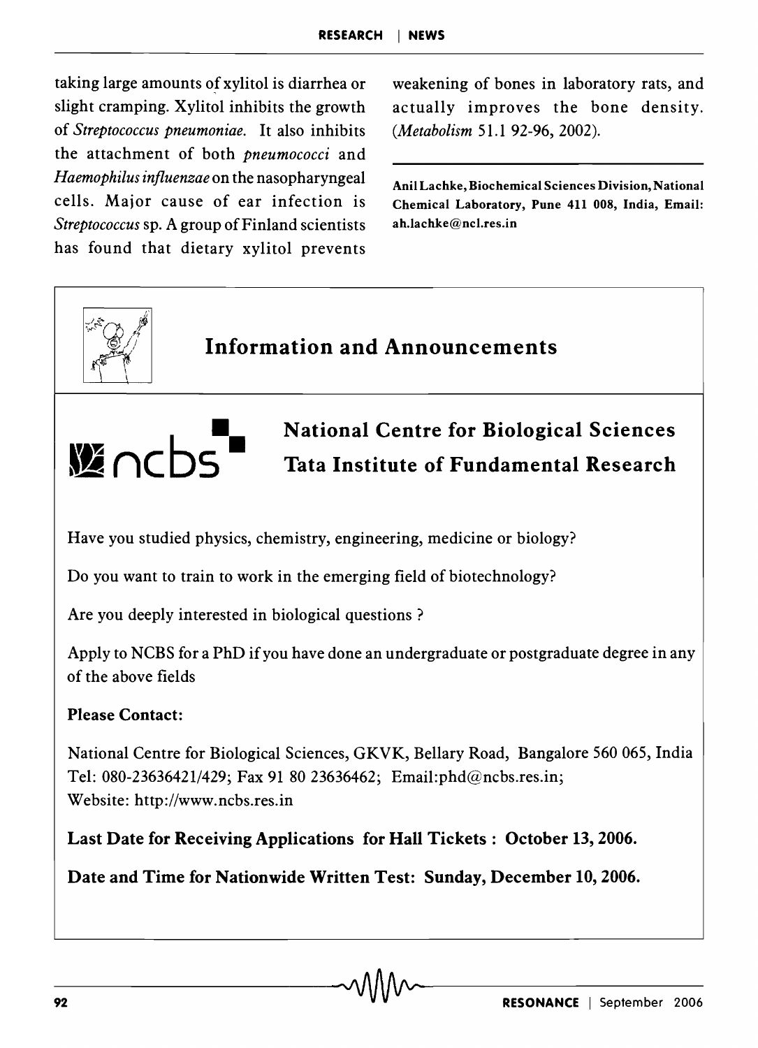taking large amounts of xylitol is diarrhea or slight cramping. Xylitol inhibits the growth of *Streptococcus pneumoniae*. It also inhibits the attachment of both *pneumococci* and *Haemophilus influenzae* on the nasopharyngeal cells. Major cause of ear infection is *Streptococcus* sp. A group of Finland scientists has found that dietary xylitol prevents weakening of bones in laboratory rats, and actually improves the bone density. (*Metabolism* 51.1 92-96, 2002).

**Anil Lachke, Biochemical Sciences Division, National Chemical Laboratory, Pune 411 008, India, Email: ah.lachke@ncl.res.in**

## Information and Announcements

### National Centre for Biological Sciences
### Tata Institute of Fundamental Research

Have you studied physics, chemistry, engineering, medicine or biology?

Do you want to train to work in the emerging field of biotechnology?

Are you deeply interested in biological questions ?

Apply to NCBS for a PhD if you have done an undergraduate or postgraduate degree in any of the above fields

**Please Contact:**

National Centre for Biological Sciences, GKVK, Bellary Road, Bangalore 560 065, India
Tel: 080-23636421/429; Fax 91 80 23636462; Email:phd@ncbs.res.in;
Website: http://www.ncbs.res.in

**Last Date for Receiving Applications for Hall Tickets : October 13, 2006.**

**Date and Time for Nationwide Written Test: Sunday, December 10, 2006.**